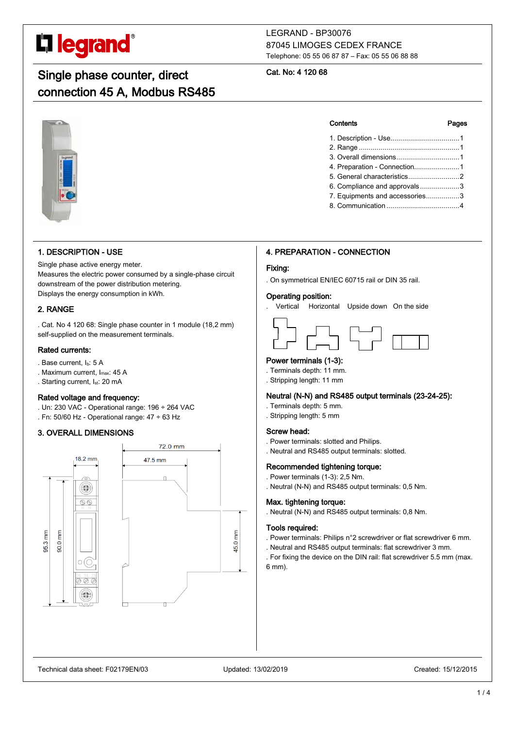LEGRAND - BP30076
87045 LIMOGES CEDEX FRANCE
Telephone: 05 55 06 87 87 – Fax: 05 55 06 88 88

# Single phase counter, direct connection 45 A, Modbus RS485

**Cat. No: 4 120 68**

| Contents | Pages |
|---|---|
| 1. Description - Use | 1 |
| 2. Range | 1 |
| 3. Overall dimensions | 1 |
| 4. Preparation - Connection | 1 |
| 5. General characteristics | 2 |
| 6. Compliance and approvals | 3 |
| 7. Equipments and accessories | 3 |
| 8. Communication | 4 |

## 1. DESCRIPTION - USE

Single phase active energy meter.
Measures the electric power consumed by a single-phase circuit downstream of the power distribution metering.
Displays the energy consumption in kWh.

## 2. RANGE

. Cat. No 4 120 68: Single phase counter in 1 module (18,2 mm) self-supplied on the measurement terminals.

### Rated currents:

. Base current, $I_b$: 5 A
. Maximum current, $I_{max}$: 45 A
. Starting current, $I_{st}$: 20 mA

### Rated voltage and frequency:

. Un: 230 VAC - Operational range: 196 ÷ 264 VAC
. Fn: 50/60 Hz - Operational range: 47 ÷ 63 Hz

## 3. OVERALL DIMENSIONS

18.2 mm
72.0 mm
47.5 mm
95.3 mm
90.0 mm
45.0 mm

## 4. PREPARATION - CONNECTION

### Fixing:

. On symmetrical EN/IEC 60715 rail or DIN 35 rail.

### Operating position:

. Vertical Horizontal Upside down On the side

### Power terminals (1-3):

. Terminals depth: 11 mm.
. Stripping length: 11 mm

### Neutral (N-N) and RS485 output terminals (23-24-25):

. Terminals depth: 5 mm.
. Stripping length: 5 mm

### Screw head:

. Power terminals: slotted and Philips.
. Neutral and RS485 output terminals: slotted.

### Recommended tightening torque:

. Power terminals (1-3): 2,5 Nm.
. Neutral (N-N) and RS485 output terminals: 0,5 Nm.

### Max. tightening torque:

. Neutral (N-N) and RS485 output terminals: 0,8 Nm.

### Tools required:

. Power terminals: Philips n°2 screwdriver or flat screwdriver 6 mm.
. Neutral and RS485 output terminals: flat screwdriver 3 mm.
. For fixing the device on the DIN rail: flat screwdriver 5.5 mm (max. 6 mm).

Technical data sheet: F02179EN/03 Updated: 13/02/2019 Created: 15/12/2015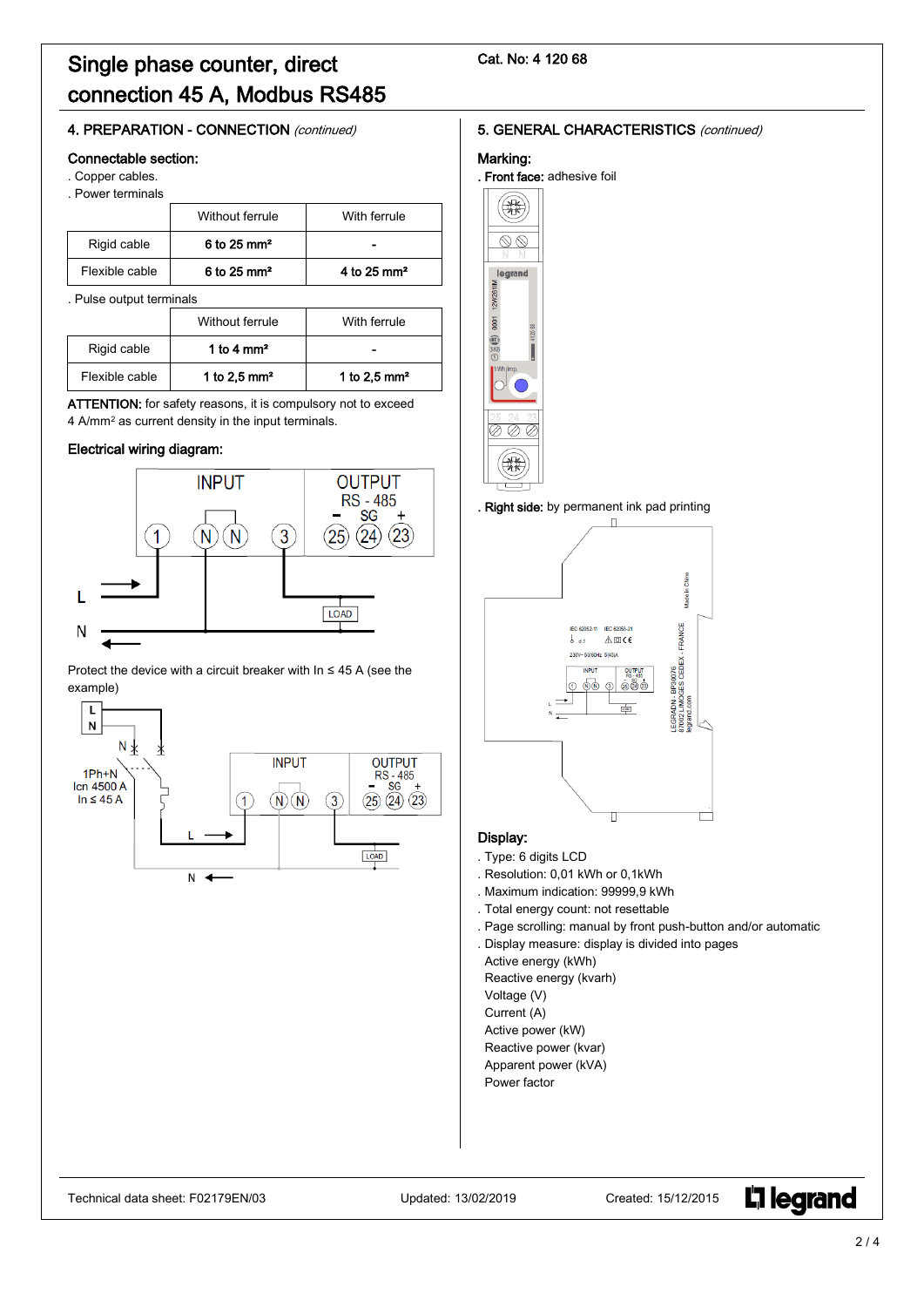# Single phase counter, direct connection 45 A, Modbus RS485

Cat. No: 4 120 68

## 4. PREPARATION - CONNECTION *(continued)*

### Connectable section:

. Copper cables.

. Power terminals

| | Without ferrule | With ferrule |
|---|---|---|
| Rigid cable | 6 to 25 mm² | - |
| Flexible cable | 6 to 25 mm² | 4 to 25 mm² |

. Pulse output terminals

| | Without ferrule | With ferrule |
|---|---|---|
| Rigid cable | 1 to 4 mm² | - |
| Flexible cable | 1 to 2,5 mm² | 1 to 2,5 mm² |

**ATTENTION:** for safety reasons, it is compulsory not to exceed 4 A/mm² as current density in the input terminals.

### Electrical wiring diagram:

INPUT: 1, N, N, 3 — OUTPUT RS - 485: - 25, SG 24, + 23

L, N, LOAD

Protect the device with a circuit breaker with In ≤ 45 A (see the example)

L, N — 1Ph+N, Icn 4500 A, In ≤ 45 A — INPUT: 1, N, N, 3 — OUTPUT RS - 485: - 25, SG 24, + 23 — L, N, LOAD

## 5. GENERAL CHARACTERISTICS *(continued)*

### Marking:

. **Front face:** adhesive foil

. **Right side:** by permanent ink pad printing

### Display:

. Type: 6 digits LCD

. Resolution: 0,01 kWh or 0,1kWh

. Maximum indication: 99999,9 kWh

. Total energy count: not resettable

. Page scrolling: manual by front push-button and/or automatic

. Display measure: display is divided into pages

Active energy (kWh)

Reactive energy (kvarh)

Voltage (V)

Current (A)

Active power (kW)

Reactive power (kvar)

Apparent power (kVA)

Power factor

Technical data sheet: F02179EN/03 Updated: 13/02/2019 Created: 15/12/2015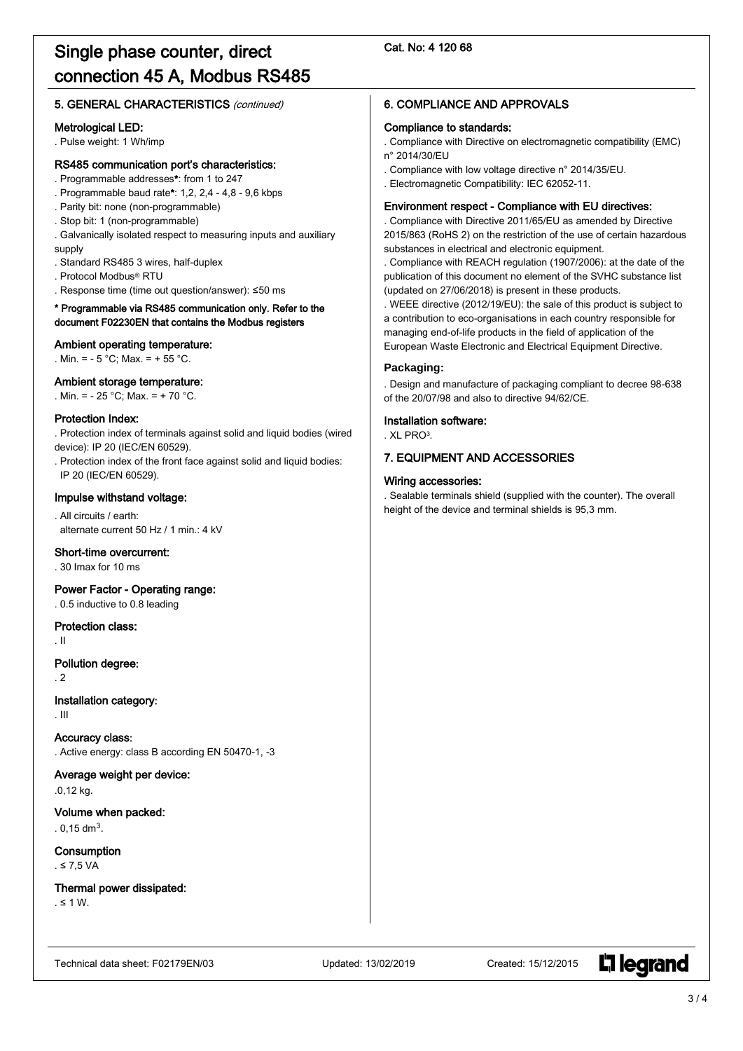# Single phase counter, direct connection 45 A, Modbus RS485

Cat. No: 4 120 68

## 5. GENERAL CHARACTERISTICS *(continued)*

### Metrological LED:

. Pulse weight: 1 Wh/imp

### RS485 communication port's characteristics:

. Programmable addresses*: from 1 to 247
. Programmable baud rate*: 1,2, 2,4 - 4,8 - 9,6 kbps
. Parity bit: none (non-programmable)
. Stop bit: 1 (non-programmable)
. Galvanically isolated respect to measuring inputs and auxiliary supply
. Standard RS485 3 wires, half-duplex
. Protocol Modbus® RTU
. Response time (time out question/answer): ≤50 ms

**\* Programmable via RS485 communication only. Refer to the document F02230EN that contains the Modbus registers**

### Ambient operating temperature:

. Min. = - 5 °C; Max. = + 55 °C.

### Ambient storage temperature:

. Min. = - 25 °C; Max. = + 70 °C.

### Protection Index:

. Protection index of terminals against solid and liquid bodies (wired device): IP 20 (IEC/EN 60529).
. Protection index of the front face against solid and liquid bodies: IP 20 (IEC/EN 60529).

### Impulse withstand voltage:

. All circuits / earth:
alternate current 50 Hz / 1 min.: 4 kV

### Short-time overcurrent:

. 30 Imax for 10 ms

### Power Factor - Operating range:

. 0.5 inductive to 0.8 leading

### Protection class:

. II

### Pollution degree:

. 2

### Installation category:

. III

### Accuracy class:

. Active energy: class B according EN 50470-1, -3

### Average weight per device:

.0,12 kg.

### Volume when packed:

. 0,15 dm$^3$.

### Consumption

. ≤ 7,5 VA

### Thermal power dissipated:

. ≤ 1 W.

## 6. COMPLIANCE AND APPROVALS

### Compliance to standards:

. Compliance with Directive on electromagnetic compatibility (EMC) n° 2014/30/EU
. Compliance with low voltage directive n° 2014/35/EU.
. Electromagnetic Compatibility: IEC 62052-11.

### Environment respect - Compliance with EU directives:

. Compliance with Directive 2011/65/EU as amended by Directive 2015/863 (RoHS 2) on the restriction of the use of certain hazardous substances in electrical and electronic equipment.
. Compliance with REACH regulation (1907/2006): at the date of the publication of this document no element of the SVHC substance list (updated on 27/06/2018) is present in these products.
. WEEE directive (2012/19/EU): the sale of this product is subject to a contribution to eco-organisations in each country responsible for managing end-of-life products in the field of application of the European Waste Electronic and Electrical Equipment Directive.

### Packaging:

. Design and manufacture of packaging compliant to decree 98-638 of the 20/07/98 and also to directive 94/62/CE.

### Installation software:

. XL PRO³.

## 7. EQUIPMENT AND ACCESSORIES

### Wiring accessories:

. Sealable terminals shield (supplied with the counter). The overall height of the device and terminal shields is 95,3 mm.

Technical data sheet: F02179EN/03 Updated: 13/02/2019 Created: 15/12/2015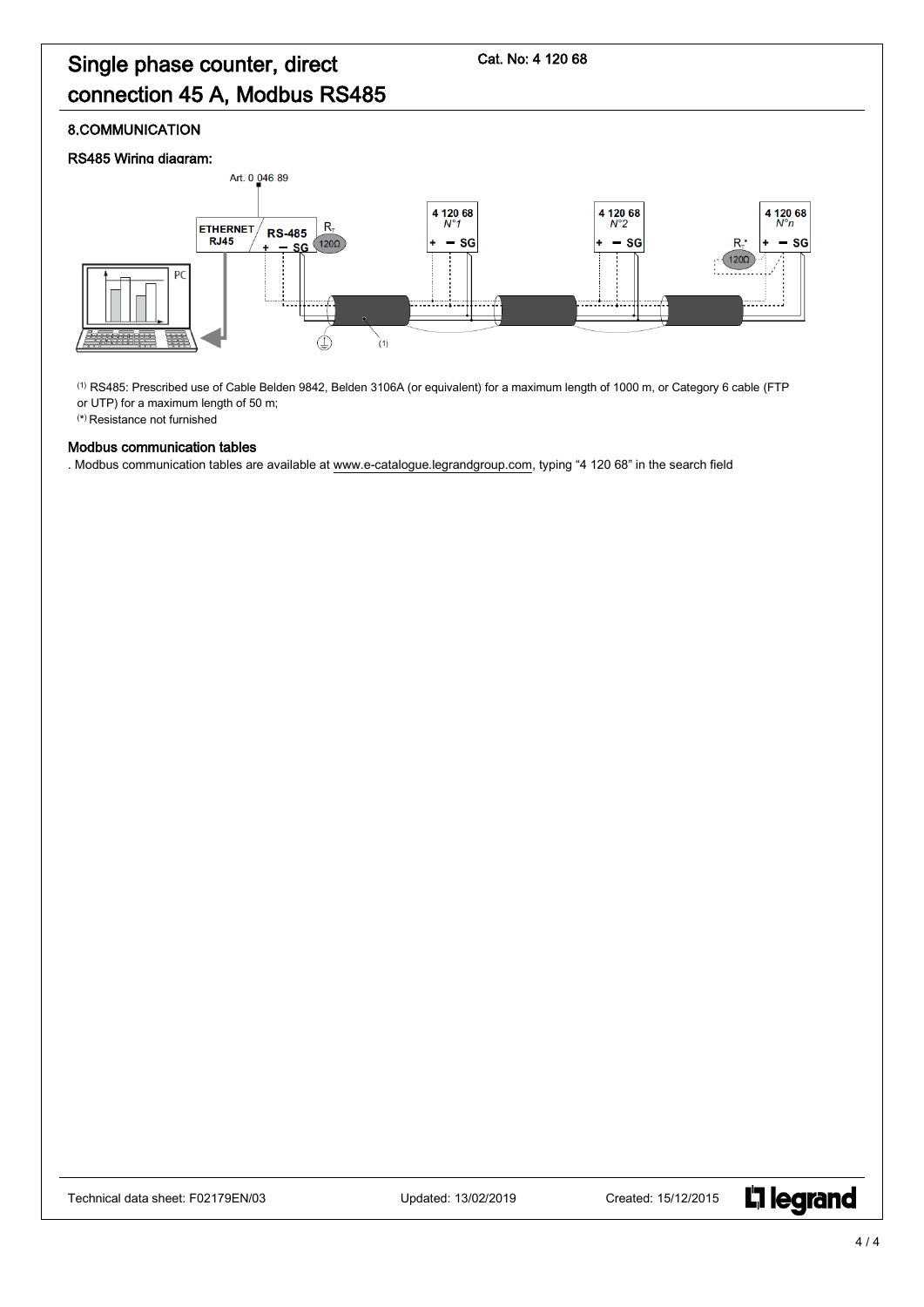# Single phase counter, direct connection 45 A, Modbus RS485

Cat. No: 4 120 68

## 8.COMMUNICATION

### RS485 Wiring diagram:

Art. 0 046 89

ETHERNET RJ45

RS-485

+ − SG

$R_T$

120Ω

PC

4 120 68 N°1

+ − SG

4 120 68 N°2

+ − SG

4 120 68 N°n

+ − SG

$R_T$*

120Ω

(1)

(1) RS485: Prescribed use of Cable Belden 9842, Belden 3106A (or equivalent) for a maximum length of 1000 m, or Category 6 cable (FTP or UTP) for a maximum length of 50 m;

(*) Resistance not furnished

### Modbus communication tables

. Modbus communication tables are available at www.e-catalogue.legrandgroup.com, typing “4 120 68” in the search field

Technical data sheet: F02179EN/03 Updated: 13/02/2019 Created: 15/12/2015